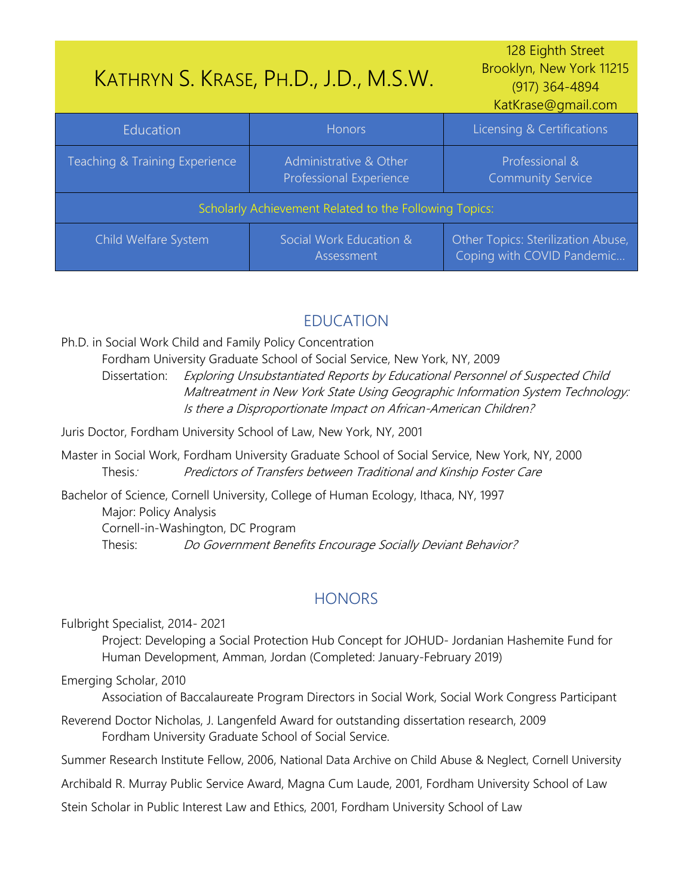# Kathryn S. Krase, Ph.D., J.D., M.S.W.

128 Eighth Street
Brooklyn, New York 11215
(917) 364-4894
KatKrase@gmail.com

| Education | Honors | Licensing & Certifications |
| --- | --- | --- |
| Teaching & Training Experience | Administrative & Other Professional Experience | Professional & Community Service |
| Scholarly Achievement Related to the Following Topics: | | |
| Child Welfare System | Social Work Education & Assessment | Other Topics: Sterilization Abuse, Coping with COVID Pandemic… |

## EDUCATION

Ph.D. in Social Work Child and Family Policy Concentration
Fordham University Graduate School of Social Service, New York, NY, 2009
Dissertation: *Exploring Unsubstantiated Reports by Educational Personnel of Suspected Child Maltreatment in New York State Using Geographic Information System Technology: Is there a Disproportionate Impact on African-American Children?*

Juris Doctor, Fordham University School of Law, New York, NY, 2001

Master in Social Work, Fordham University Graduate School of Social Service, New York, NY, 2000
Thesis: *Predictors of Transfers between Traditional and Kinship Foster Care*

Bachelor of Science, Cornell University, College of Human Ecology, Ithaca, NY, 1997
Major: Policy Analysis
Cornell-in-Washington, DC Program
Thesis: *Do Government Benefits Encourage Socially Deviant Behavior?*

## HONORS

Fulbright Specialist, 2014- 2021
Project: Developing a Social Protection Hub Concept for JOHUD- Jordanian Hashemite Fund for Human Development, Amman, Jordan (Completed: January-February 2019)

Emerging Scholar, 2010
Association of Baccalaureate Program Directors in Social Work, Social Work Congress Participant

Reverend Doctor Nicholas, J. Langenfeld Award for outstanding dissertation research, 2009
Fordham University Graduate School of Social Service.

Summer Research Institute Fellow, 2006, National Data Archive on Child Abuse & Neglect, Cornell University

Archibald R. Murray Public Service Award, Magna Cum Laude, 2001, Fordham University School of Law

Stein Scholar in Public Interest Law and Ethics, 2001, Fordham University School of Law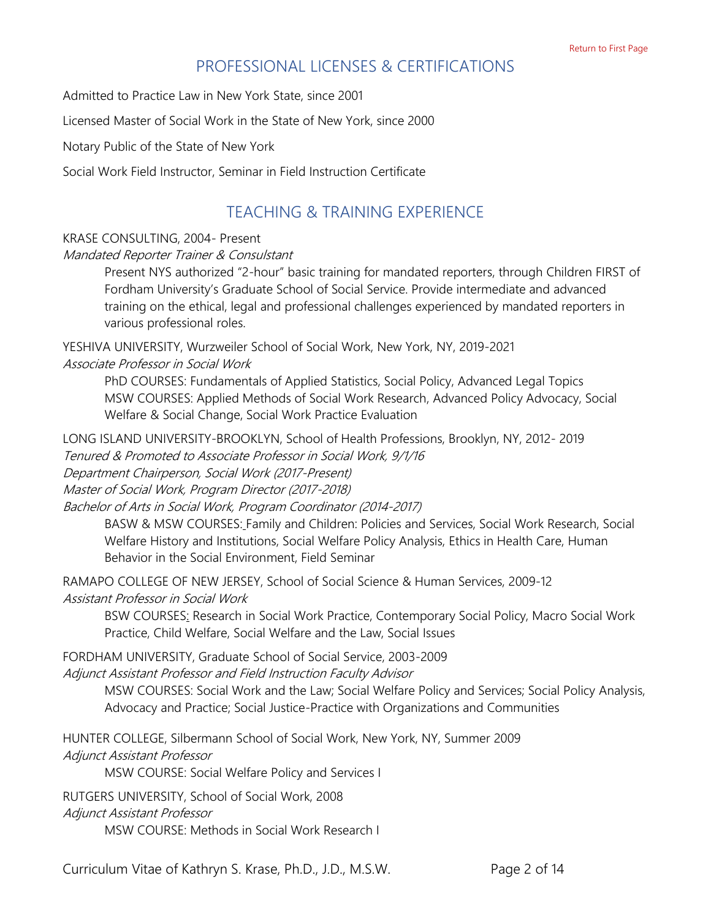## PROFESSIONAL LICENSES & CERTIFICATIONS

Admitted to Practice Law in New York State, since 2001

Licensed Master of Social Work in the State of New York, since 2000

Notary Public of the State of New York

Social Work Field Instructor, Seminar in Field Instruction Certificate

## TEACHING & TRAINING EXPERIENCE

KRASE CONSULTING, 2004- Present
*Mandated Reporter Trainer & Consultant*

> Present NYS authorized "2-hour" basic training for mandated reporters, through Children FIRST of Fordham University's Graduate School of Social Service. Provide intermediate and advanced training on the ethical, legal and professional challenges experienced by mandated reporters in various professional roles.

YESHIVA UNIVERSITY, Wurzweiler School of Social Work, New York, NY, 2019-2021
*Associate Professor in Social Work*

> PhD COURSES: Fundamentals of Applied Statistics, Social Policy, Advanced Legal Topics
> MSW COURSES: Applied Methods of Social Work Research, Advanced Policy Advocacy, Social Welfare & Social Change, Social Work Practice Evaluation

LONG ISLAND UNIVERSITY-BROOKLYN, School of Health Professions, Brooklyn, NY, 2012- 2019
*Tenured & Promoted to Associate Professor in Social Work, 9/1/16*
*Department Chairperson, Social Work (2017-Present)*
*Master of Social Work, Program Director (2017-2018)*
*Bachelor of Arts in Social Work, Program Coordinator (2014-2017)*

> BASW & MSW COURSES: Family and Children: Policies and Services, Social Work Research, Social Welfare History and Institutions, Social Welfare Policy Analysis, Ethics in Health Care, Human Behavior in the Social Environment, Field Seminar

RAMAPO COLLEGE OF NEW JERSEY, School of Social Science & Human Services, 2009-12
*Assistant Professor in Social Work*

> BSW COURSES: Research in Social Work Practice, Contemporary Social Policy, Macro Social Work Practice, Child Welfare, Social Welfare and the Law, Social Issues

FORDHAM UNIVERSITY, Graduate School of Social Service, 2003-2009
*Adjunct Assistant Professor and Field Instruction Faculty Advisor*

> MSW COURSES: Social Work and the Law; Social Welfare Policy and Services; Social Policy Analysis, Advocacy and Practice; Social Justice-Practice with Organizations and Communities

HUNTER COLLEGE, Silbermann School of Social Work, New York, NY, Summer 2009
*Adjunct Assistant Professor*

> MSW COURSE: Social Welfare Policy and Services I

RUTGERS UNIVERSITY, School of Social Work, 2008
*Adjunct Assistant Professor*

> MSW COURSE: Methods in Social Work Research I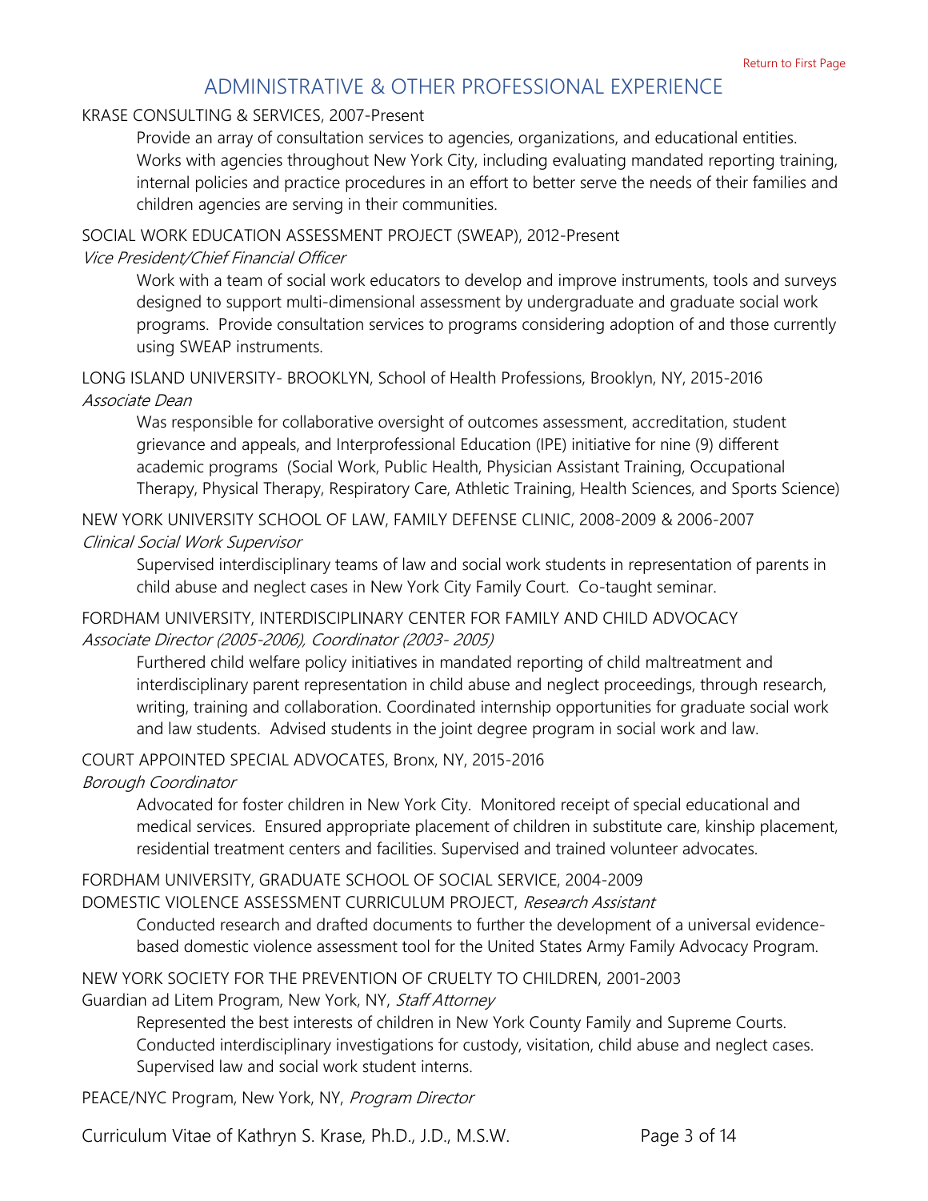## ADMINISTRATIVE & OTHER PROFESSIONAL EXPERIENCE

KRASE CONSULTING & SERVICES, 2007-Present

Provide an array of consultation services to agencies, organizations, and educational entities. Works with agencies throughout New York City, including evaluating mandated reporting training, internal policies and practice procedures in an effort to better serve the needs of their families and children agencies are serving in their communities.

SOCIAL WORK EDUCATION ASSESSMENT PROJECT (SWEAP), 2012-Present
*Vice President/Chief Financial Officer*

Work with a team of social work educators to develop and improve instruments, tools and surveys designed to support multi-dimensional assessment by undergraduate and graduate social work programs. Provide consultation services to programs considering adoption of and those currently using SWEAP instruments.

LONG ISLAND UNIVERSITY- BROOKLYN, School of Health Professions, Brooklyn, NY, 2015-2016
*Associate Dean*

Was responsible for collaborative oversight of outcomes assessment, accreditation, student grievance and appeals, and Interprofessional Education (IPE) initiative for nine (9) different academic programs (Social Work, Public Health, Physician Assistant Training, Occupational Therapy, Physical Therapy, Respiratory Care, Athletic Training, Health Sciences, and Sports Science)

NEW YORK UNIVERSITY SCHOOL OF LAW, FAMILY DEFENSE CLINIC, 2008-2009 & 2006-2007
*Clinical Social Work Supervisor*

Supervised interdisciplinary teams of law and social work students in representation of parents in child abuse and neglect cases in New York City Family Court. Co-taught seminar.

FORDHAM UNIVERSITY, INTERDISCIPLINARY CENTER FOR FAMILY AND CHILD ADVOCACY
*Associate Director (2005-2006), Coordinator (2003- 2005)*

Furthered child welfare policy initiatives in mandated reporting of child maltreatment and interdisciplinary parent representation in child abuse and neglect proceedings, through research, writing, training and collaboration. Coordinated internship opportunities for graduate social work and law students. Advised students in the joint degree program in social work and law.

COURT APPOINTED SPECIAL ADVOCATES, Bronx, NY, 2015-2016
*Borough Coordinator*

Advocated for foster children in New York City. Monitored receipt of special educational and medical services. Ensured appropriate placement of children in substitute care, kinship placement, residential treatment centers and facilities. Supervised and trained volunteer advocates.

FORDHAM UNIVERSITY, GRADUATE SCHOOL OF SOCIAL SERVICE, 2004-2009
DOMESTIC VIOLENCE ASSESSMENT CURRICULUM PROJECT, *Research Assistant*

Conducted research and drafted documents to further the development of a universal evidence-based domestic violence assessment tool for the United States Army Family Advocacy Program.

NEW YORK SOCIETY FOR THE PREVENTION OF CRUELTY TO CHILDREN, 2001-2003
Guardian ad Litem Program, New York, NY, *Staff Attorney*

Represented the best interests of children in New York County Family and Supreme Courts. Conducted interdisciplinary investigations for custody, visitation, child abuse and neglect cases. Supervised law and social work student interns.

PEACE/NYC Program, New York, NY, *Program Director*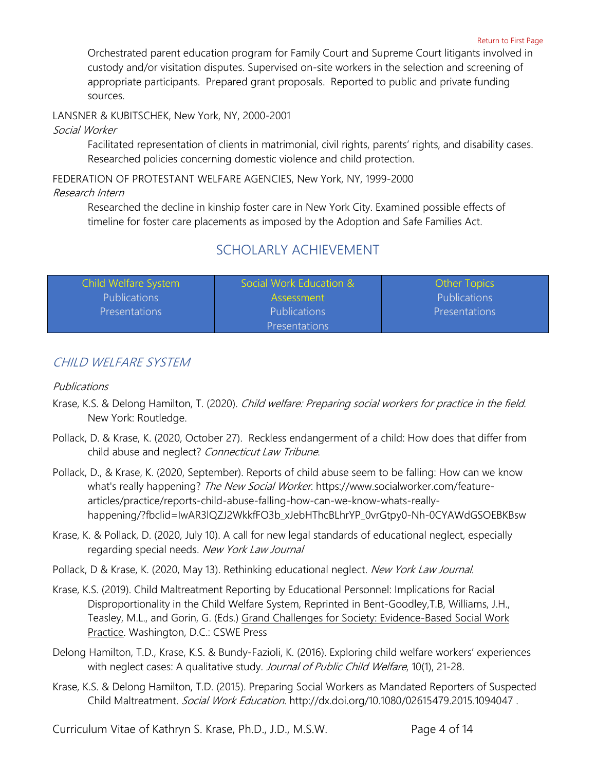Orchestrated parent education program for Family Court and Supreme Court litigants involved in custody and/or visitation disputes. Supervised on-site workers in the selection and screening of appropriate participants. Prepared grant proposals. Reported to public and private funding sources.

LANSNER & KUBITSCHEK, New York, NY, 2000-2001

*Social Worker*

Facilitated representation of clients in matrimonial, civil rights, parents' rights, and disability cases. Researched policies concerning domestic violence and child protection.

FEDERATION OF PROTESTANT WELFARE AGENCIES, New York, NY, 1999-2000

*Research Intern*

Researched the decline in kinship foster care in New York City. Examined possible effects of timeline for foster care placements as imposed by the Adoption and Safe Families Act.

## SCHOLARLY ACHIEVEMENT

| Child Welfare System<br>Publications<br>Presentations | Social Work Education & Assessment<br>Publications<br>Presentations | Other Topics<br>Publications<br>Presentations |
|---|---|---|

### *CHILD WELFARE SYSTEM*

*Publications*

Krase, K.S. & Delong Hamilton, T. (2020). *Child welfare: Preparing social workers for practice in the field*. New York: Routledge.

Pollack, D. & Krase, K. (2020, October 27). Reckless endangerment of a child: How does that differ from child abuse and neglect? *Connecticut Law Tribune*.

Pollack, D., & Krase, K. (2020, September). Reports of child abuse seem to be falling: How can we know what's really happening? *The New Social Worker.* https://www.socialworker.com/feature-articles/practice/reports-child-abuse-falling-how-can-we-know-whats-really-happening/?fbclid=IwAR3lQZJ2WkkfFO3b_xJebHThcBLhrYP_0vrGtpy0-Nh-0CYAWdGSOEBKBsw

Krase, K. & Pollack, D. (2020, July 10). A call for new legal standards of educational neglect, especially regarding special needs. *New York Law Journal*

Pollack, D & Krase, K. (2020, May 13). Rethinking educational neglect. *New York Law Journal.*

Krase, K.S. (2019). Child Maltreatment Reporting by Educational Personnel: Implications for Racial Disproportionality in the Child Welfare System, Reprinted in Bent-Goodley,T.B, Williams, J.H., Teasley, M.L., and Gorin, G. (Eds.) Grand Challenges for Society: Evidence-Based Social Work Practice. Washington, D.C.: CSWE Press

Delong Hamilton, T.D., Krase, K.S. & Bundy-Fazioli, K. (2016). Exploring child welfare workers' experiences with neglect cases: A qualitative study. *Journal of Public Child Welfare*, 10(1), 21-28.

Krase, K.S. & Delong Hamilton, T.D. (2015). Preparing Social Workers as Mandated Reporters of Suspected Child Maltreatment. *Social Work Education*. http://dx.doi.org/10.1080/02615479.2015.1094047 .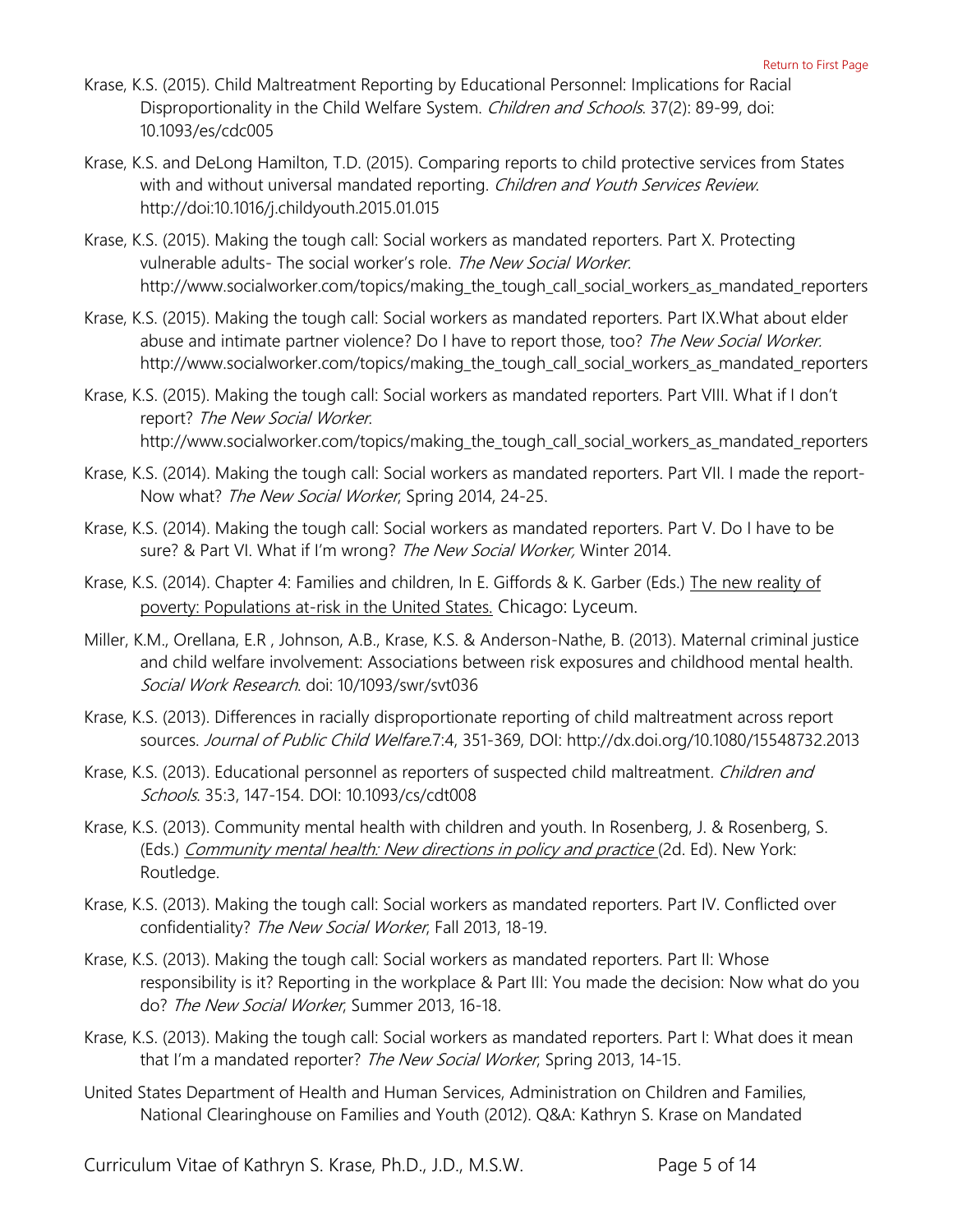Krase, K.S. (2015). Child Maltreatment Reporting by Educational Personnel: Implications for Racial Disproportionality in the Child Welfare System. *Children and Schools*. 37(2): 89-99, doi: 10.1093/es/cdc005

Krase, K.S. and DeLong Hamilton, T.D. (2015). Comparing reports to child protective services from States with and without universal mandated reporting. *Children and Youth Services Review*. http://doi:10.1016/j.childyouth.2015.01.015

Krase, K.S. (2015). Making the tough call: Social workers as mandated reporters. Part X. Protecting vulnerable adults- The social worker's role. *The New Social Worker.* http://www.socialworker.com/topics/making_the_tough_call_social_workers_as_mandated_reporters

Krase, K.S. (2015). Making the tough call: Social workers as mandated reporters. Part IX.What about elder abuse and intimate partner violence? Do I have to report those, too? *The New Social Worker.* http://www.socialworker.com/topics/making_the_tough_call_social_workers_as_mandated_reporters

Krase, K.S. (2015). Making the tough call: Social workers as mandated reporters. Part VIII. What if I don't report? *The New Social Worker*. http://www.socialworker.com/topics/making_the_tough_call_social_workers_as_mandated_reporters

Krase, K.S. (2014). Making the tough call: Social workers as mandated reporters. Part VII. I made the report- Now what? *The New Social Worker*, Spring 2014, 24-25.

Krase, K.S. (2014). Making the tough call: Social workers as mandated reporters. Part V. Do I have to be sure? & Part VI. What if I'm wrong? *The New Social Worker,* Winter 2014.

Krase, K.S. (2014). Chapter 4: Families and children, In E. Giffords & K. Garber (Eds.) The new reality of poverty: Populations at-risk in the United States. Chicago: Lyceum.

Miller, K.M., Orellana, E.R , Johnson, A.B., Krase, K.S. & Anderson-Nathe, B. (2013). Maternal criminal justice and child welfare involvement: Associations between risk exposures and childhood mental health. *Social Work Research*. doi: 10/1093/swr/svt036

Krase, K.S. (2013). Differences in racially disproportionate reporting of child maltreatment across report sources. *Journal of Public Child Welfare*.7:4, 351-369, DOI: http://dx.doi.org/10.1080/15548732.2013

Krase, K.S. (2013). Educational personnel as reporters of suspected child maltreatment. *Children and Schools*. 35:3, 147-154. DOI: 10.1093/cs/cdt008

Krase, K.S. (2013). Community mental health with children and youth. In Rosenberg, J. & Rosenberg, S. (Eds.) *Community mental health: New directions in policy and practice* (2d. Ed). New York: Routledge.

Krase, K.S. (2013). Making the tough call: Social workers as mandated reporters. Part IV. Conflicted over confidentiality? *The New Social Worker*, Fall 2013, 18-19.

Krase, K.S. (2013). Making the tough call: Social workers as mandated reporters. Part II: Whose responsibility is it? Reporting in the workplace & Part III: You made the decision: Now what do you do? *The New Social Worker*, Summer 2013, 16-18.

Krase, K.S. (2013). Making the tough call: Social workers as mandated reporters. Part I: What does it mean that I'm a mandated reporter? *The New Social Worker*, Spring 2013, 14-15.

United States Department of Health and Human Services, Administration on Children and Families, National Clearinghouse on Families and Youth (2012). Q&A: Kathryn S. Krase on Mandated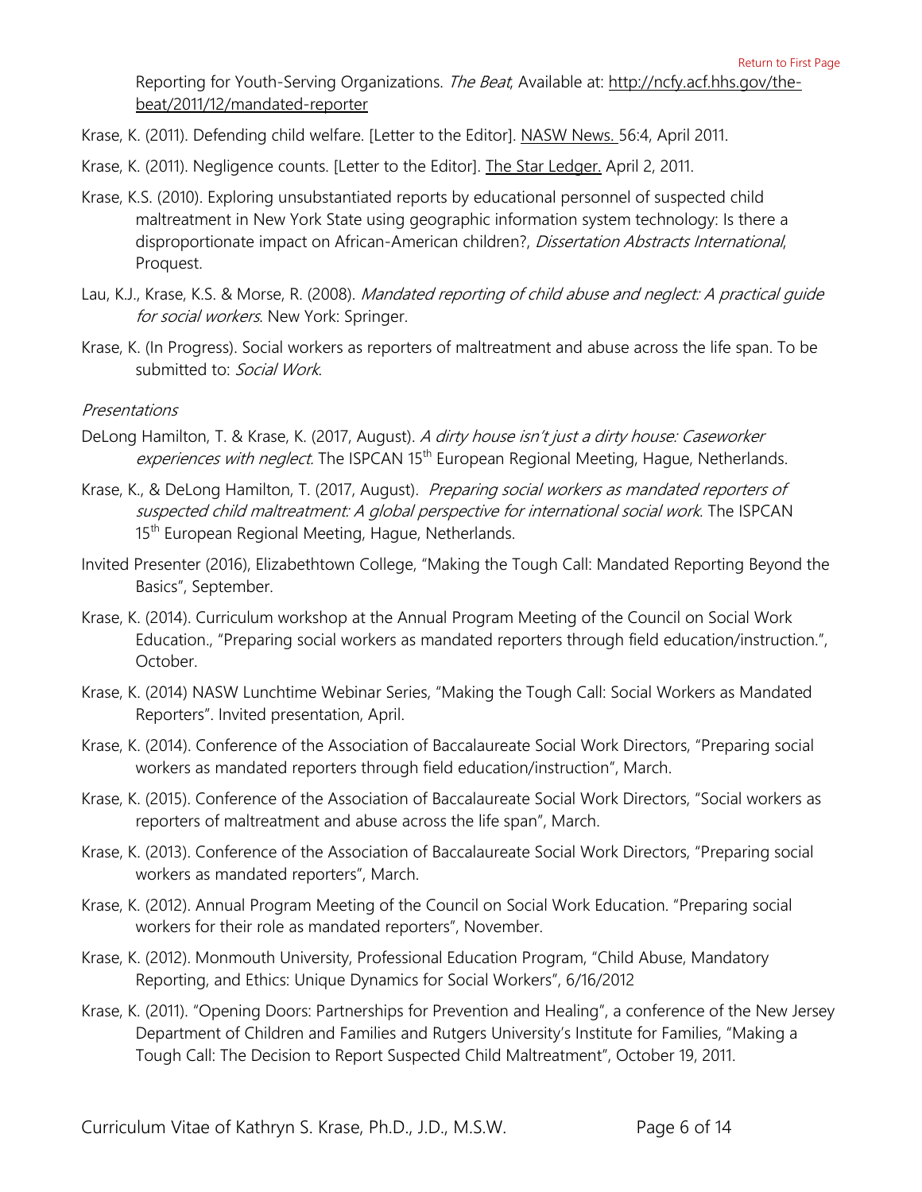Reporting for Youth-Serving Organizations. *The Beat*, Available at: http://ncfy.acf.hhs.gov/the-beat/2011/12/mandated-reporter

Krase, K. (2011). Defending child welfare. [Letter to the Editor]. NASW News. 56:4, April 2011.

Krase, K. (2011). Negligence counts. [Letter to the Editor]. The Star Ledger. April 2, 2011.

Krase, K.S. (2010). Exploring unsubstantiated reports by educational personnel of suspected child maltreatment in New York State using geographic information system technology: Is there a disproportionate impact on African-American children?, *Dissertation Abstracts International*, Proquest.

Lau, K.J., Krase, K.S. & Morse, R. (2008). *Mandated reporting of child abuse and neglect: A practical guide for social workers*. New York: Springer.

Krase, K. (In Progress). Social workers as reporters of maltreatment and abuse across the life span. To be submitted to: *Social Work*.

*Presentations*

DeLong Hamilton, T. & Krase, K. (2017, August). *A dirty house isn't just a dirty house: Caseworker experiences with neglect*. The ISPCAN 15th European Regional Meeting, Hague, Netherlands.

Krase, K., & DeLong Hamilton, T. (2017, August). *Preparing social workers as mandated reporters of suspected child maltreatment: A global perspective for international social work*. The ISPCAN 15th European Regional Meeting, Hague, Netherlands.

Invited Presenter (2016), Elizabethtown College, "Making the Tough Call: Mandated Reporting Beyond the Basics", September.

Krase, K. (2014). Curriculum workshop at the Annual Program Meeting of the Council on Social Work Education., "Preparing social workers as mandated reporters through field education/instruction.", October.

Krase, K. (2014) NASW Lunchtime Webinar Series, "Making the Tough Call: Social Workers as Mandated Reporters". Invited presentation, April.

Krase, K. (2014). Conference of the Association of Baccalaureate Social Work Directors, "Preparing social workers as mandated reporters through field education/instruction", March.

Krase, K. (2015). Conference of the Association of Baccalaureate Social Work Directors, "Social workers as reporters of maltreatment and abuse across the life span", March.

Krase, K. (2013). Conference of the Association of Baccalaureate Social Work Directors, "Preparing social workers as mandated reporters", March.

Krase, K. (2012). Annual Program Meeting of the Council on Social Work Education. "Preparing social workers for their role as mandated reporters", November.

Krase, K. (2012). Monmouth University, Professional Education Program, "Child Abuse, Mandatory Reporting, and Ethics: Unique Dynamics for Social Workers", 6/16/2012

Krase, K. (2011). "Opening Doors: Partnerships for Prevention and Healing", a conference of the New Jersey Department of Children and Families and Rutgers University's Institute for Families, "Making a Tough Call: The Decision to Report Suspected Child Maltreatment", October 19, 2011.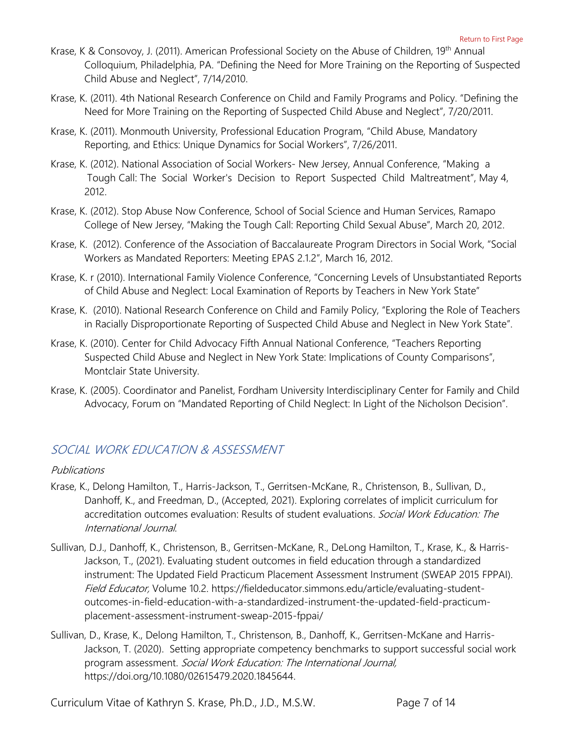Krase, K & Consovoy, J. (2011). American Professional Society on the Abuse of Children, 19th Annual Colloquium, Philadelphia, PA. "Defining the Need for More Training on the Reporting of Suspected Child Abuse and Neglect", 7/14/2010.

Krase, K. (2011). 4th National Research Conference on Child and Family Programs and Policy. "Defining the Need for More Training on the Reporting of Suspected Child Abuse and Neglect", 7/20/2011.

Krase, K. (2011). Monmouth University, Professional Education Program, "Child Abuse, Mandatory Reporting, and Ethics: Unique Dynamics for Social Workers", 7/26/2011.

Krase, K. (2012). National Association of Social Workers- New Jersey, Annual Conference, "Making a Tough Call: The Social Worker's Decision to Report Suspected Child Maltreatment", May 4, 2012.

Krase, K. (2012). Stop Abuse Now Conference, School of Social Science and Human Services, Ramapo College of New Jersey, "Making the Tough Call: Reporting Child Sexual Abuse", March 20, 2012.

Krase, K. (2012). Conference of the Association of Baccalaureate Program Directors in Social Work, "Social Workers as Mandated Reporters: Meeting EPAS 2.1.2", March 16, 2012.

Krase, K. r (2010). International Family Violence Conference, "Concerning Levels of Unsubstantiated Reports of Child Abuse and Neglect: Local Examination of Reports by Teachers in New York State"

Krase, K. (2010). National Research Conference on Child and Family Policy, "Exploring the Role of Teachers in Racially Disproportionate Reporting of Suspected Child Abuse and Neglect in New York State".

Krase, K. (2010). Center for Child Advocacy Fifth Annual National Conference, "Teachers Reporting Suspected Child Abuse and Neglect in New York State: Implications of County Comparisons", Montclair State University.

Krase, K. (2005). Coordinator and Panelist, Fordham University Interdisciplinary Center for Family and Child Advocacy, Forum on "Mandated Reporting of Child Neglect: In Light of the Nicholson Decision".

## SOCIAL WORK EDUCATION & ASSESSMENT

*Publications*

Krase, K., Delong Hamilton, T., Harris-Jackson, T., Gerritsen-McKane, R., Christenson, B., Sullivan, D., Danhoff, K., and Freedman, D., (Accepted, 2021). Exploring correlates of implicit curriculum for accreditation outcomes evaluation: Results of student evaluations. *Social Work Education: The International Journal*.

Sullivan, D.J., Danhoff, K., Christenson, B., Gerritsen-McKane, R., DeLong Hamilton, T., Krase, K., & Harris-Jackson, T., (2021). Evaluating student outcomes in field education through a standardized instrument: The Updated Field Practicum Placement Assessment Instrument (SWEAP 2015 FPPAI). *Field Educator,* Volume 10.2. https://fieldeducator.simmons.edu/article/evaluating-student-outcomes-in-field-education-with-a-standardized-instrument-the-updated-field-practicum-placement-assessment-instrument-sweap-2015-fppai/

Sullivan, D., Krase, K., Delong Hamilton, T., Christenson, B., Danhoff, K., Gerritsen-McKane and Harris-Jackson, T. (2020). Setting appropriate competency benchmarks to support successful social work program assessment. *Social Work Education: The International Journal,* https://doi.org/10.1080/02615479.2020.1845644.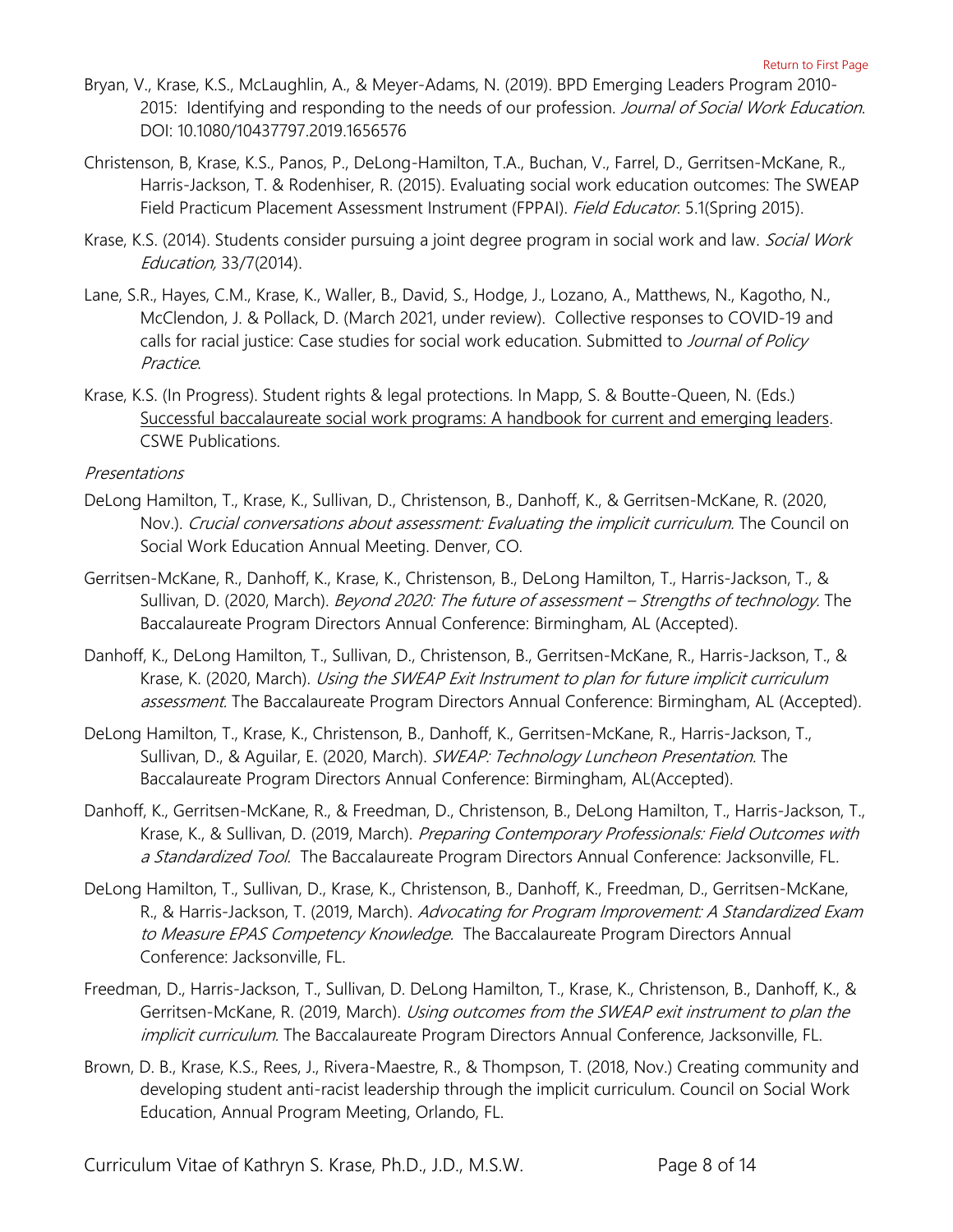Bryan, V., Krase, K.S., McLaughlin, A., & Meyer-Adams, N. (2019). BPD Emerging Leaders Program 2010-2015: Identifying and responding to the needs of our profession. *Journal of Social Work Education*. DOI: 10.1080/10437797.2019.1656576

Christenson, B, Krase, K.S., Panos, P., DeLong-Hamilton, T.A., Buchan, V., Farrel, D., Gerritsen-McKane, R., Harris-Jackson, T. & Rodenhiser, R. (2015). Evaluating social work education outcomes: The SWEAP Field Practicum Placement Assessment Instrument (FPPAI). *Field Educator*. 5.1(Spring 2015).

Krase, K.S. (2014). Students consider pursuing a joint degree program in social work and law. *Social Work Education,* 33/7(2014).

Lane, S.R., Hayes, C.M., Krase, K., Waller, B., David, S., Hodge, J., Lozano, A., Matthews, N., Kagotho, N., McClendon, J. & Pollack, D. (March 2021, under review). Collective responses to COVID-19 and calls for racial justice: Case studies for social work education. Submitted to *Journal of Policy Practice*.

Krase, K.S. (In Progress). Student rights & legal protections. In Mapp, S. & Boutte-Queen, N. (Eds.) Successful baccalaureate social work programs: A handbook for current and emerging leaders. CSWE Publications.

*Presentations*

DeLong Hamilton, T., Krase, K., Sullivan, D., Christenson, B., Danhoff, K., & Gerritsen-McKane, R. (2020, Nov.). *Crucial conversations about assessment: Evaluating the implicit curriculum.* The Council on Social Work Education Annual Meeting. Denver, CO.

Gerritsen-McKane, R., Danhoff, K., Krase, K., Christenson, B., DeLong Hamilton, T., Harris-Jackson, T., & Sullivan, D. (2020, March). *Beyond 2020: The future of assessment – Strengths of technology.* The Baccalaureate Program Directors Annual Conference: Birmingham, AL (Accepted).

Danhoff, K., DeLong Hamilton, T., Sullivan, D., Christenson, B., Gerritsen-McKane, R., Harris-Jackson, T., & Krase, K. (2020, March). *Using the SWEAP Exit Instrument to plan for future implicit curriculum assessment*. The Baccalaureate Program Directors Annual Conference: Birmingham, AL (Accepted).

DeLong Hamilton, T., Krase, K., Christenson, B., Danhoff, K., Gerritsen-McKane, R., Harris-Jackson, T., Sullivan, D., & Aguilar, E. (2020, March). *SWEAP: Technology Luncheon Presentation*. The Baccalaureate Program Directors Annual Conference: Birmingham, AL(Accepted).

Danhoff, K., Gerritsen-McKane, R., & Freedman, D., Christenson, B., DeLong Hamilton, T., Harris-Jackson, T., Krase, K., & Sullivan, D. (2019, March). *Preparing Contemporary Professionals: Field Outcomes with a Standardized Tool.* The Baccalaureate Program Directors Annual Conference: Jacksonville, FL.

DeLong Hamilton, T., Sullivan, D., Krase, K., Christenson, B., Danhoff, K., Freedman, D., Gerritsen-McKane, R., & Harris-Jackson, T. (2019, March). *Advocating for Program Improvement: A Standardized Exam to Measure EPAS Competency Knowledge.* The Baccalaureate Program Directors Annual Conference: Jacksonville, FL.

Freedman, D., Harris-Jackson, T., Sullivan, D. DeLong Hamilton, T., Krase, K., Christenson, B., Danhoff, K., & Gerritsen-McKane, R. (2019, March). *Using outcomes from the SWEAP exit instrument to plan the implicit curriculum.* The Baccalaureate Program Directors Annual Conference, Jacksonville, FL.

Brown, D. B., Krase, K.S., Rees, J., Rivera-Maestre, R., & Thompson, T. (2018, Nov.) Creating community and developing student anti-racist leadership through the implicit curriculum. Council on Social Work Education, Annual Program Meeting, Orlando, FL.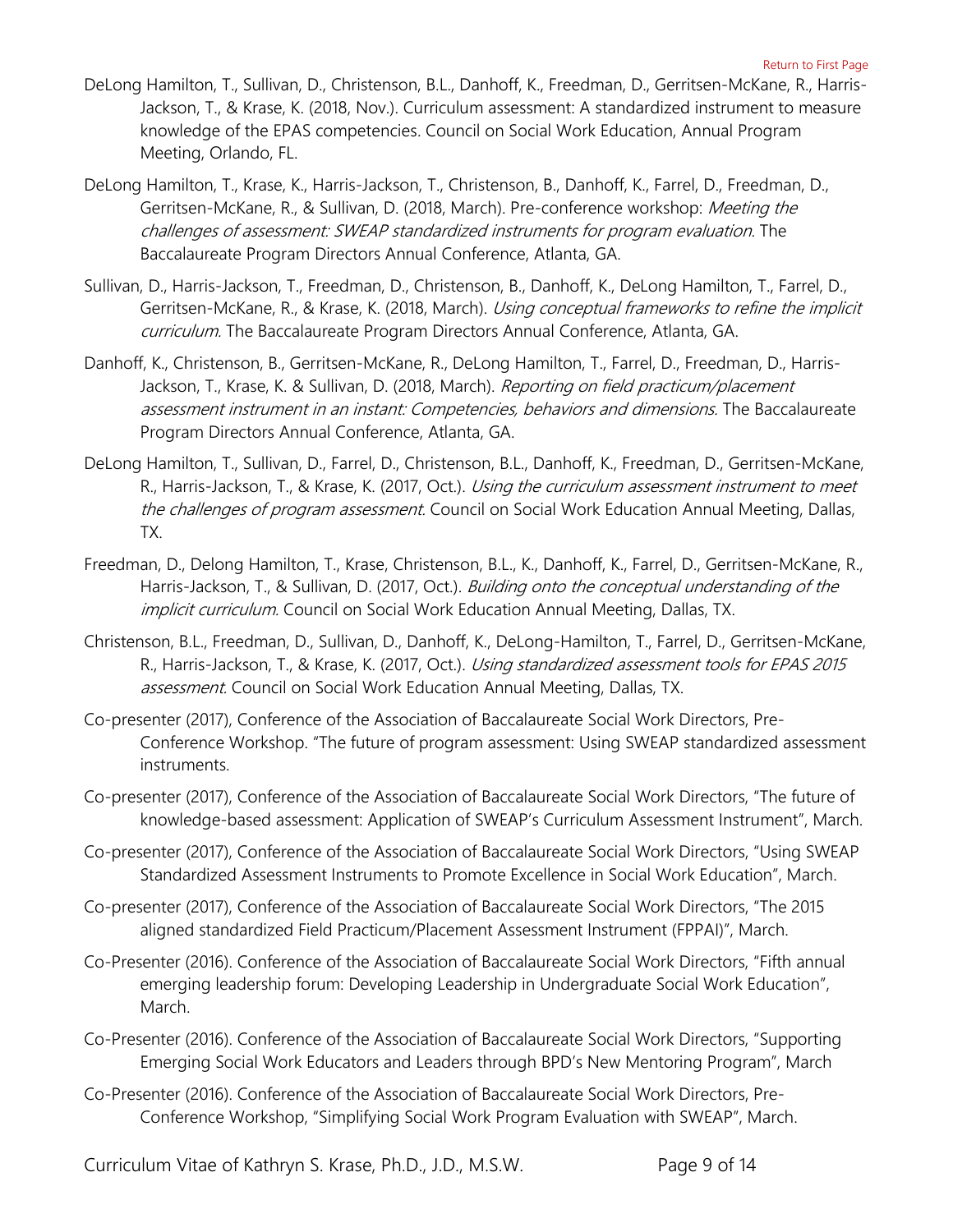DeLong Hamilton, T., Sullivan, D., Christenson, B.L., Danhoff, K., Freedman, D., Gerritsen-McKane, R., Harris-Jackson, T., & Krase, K. (2018, Nov.). Curriculum assessment: A standardized instrument to measure knowledge of the EPAS competencies. Council on Social Work Education, Annual Program Meeting, Orlando, FL.

DeLong Hamilton, T., Krase, K., Harris-Jackson, T., Christenson, B., Danhoff, K., Farrel, D., Freedman, D., Gerritsen-McKane, R., & Sullivan, D. (2018, March). Pre-conference workshop: *Meeting the challenges of assessment: SWEAP standardized instruments for program evaluation*. The Baccalaureate Program Directors Annual Conference, Atlanta, GA.

Sullivan, D., Harris-Jackson, T., Freedman, D., Christenson, B., Danhoff, K., DeLong Hamilton, T., Farrel, D., Gerritsen-McKane, R., & Krase, K. (2018, March). *Using conceptual frameworks to refine the implicit curriculum*. The Baccalaureate Program Directors Annual Conference, Atlanta, GA.

Danhoff, K., Christenson, B., Gerritsen-McKane, R., DeLong Hamilton, T., Farrel, D., Freedman, D., Harris-Jackson, T., Krase, K. & Sullivan, D. (2018, March). *Reporting on field practicum/placement assessment instrument in an instant: Competencies, behaviors and dimensions*. The Baccalaureate Program Directors Annual Conference, Atlanta, GA.

DeLong Hamilton, T., Sullivan, D., Farrel, D., Christenson, B.L., Danhoff, K., Freedman, D., Gerritsen-McKane, R., Harris-Jackson, T., & Krase, K. (2017, Oct.). *Using the curriculum assessment instrument to meet the challenges of program assessment*. Council on Social Work Education Annual Meeting, Dallas, TX.

Freedman, D., Delong Hamilton, T., Krase, Christenson, B.L., K., Danhoff, K., Farrel, D., Gerritsen-McKane, R., Harris-Jackson, T., & Sullivan, D. (2017, Oct.). *Building onto the conceptual understanding of the implicit curriculum*. Council on Social Work Education Annual Meeting, Dallas, TX.

Christenson, B.L., Freedman, D., Sullivan, D., Danhoff, K., DeLong-Hamilton, T., Farrel, D., Gerritsen-McKane, R., Harris-Jackson, T., & Krase, K. (2017, Oct.). *Using standardized assessment tools for EPAS 2015 assessment*. Council on Social Work Education Annual Meeting, Dallas, TX.

Co-presenter (2017), Conference of the Association of Baccalaureate Social Work Directors, Pre-Conference Workshop. "The future of program assessment: Using SWEAP standardized assessment instruments.

Co-presenter (2017), Conference of the Association of Baccalaureate Social Work Directors, "The future of knowledge-based assessment: Application of SWEAP's Curriculum Assessment Instrument", March.

Co-presenter (2017), Conference of the Association of Baccalaureate Social Work Directors, "Using SWEAP Standardized Assessment Instruments to Promote Excellence in Social Work Education", March.

Co-presenter (2017), Conference of the Association of Baccalaureate Social Work Directors, "The 2015 aligned standardized Field Practicum/Placement Assessment Instrument (FPPAI)", March.

Co-Presenter (2016). Conference of the Association of Baccalaureate Social Work Directors, "Fifth annual emerging leadership forum: Developing Leadership in Undergraduate Social Work Education", March.

Co-Presenter (2016). Conference of the Association of Baccalaureate Social Work Directors, "Supporting Emerging Social Work Educators and Leaders through BPD's New Mentoring Program", March

Co-Presenter (2016). Conference of the Association of Baccalaureate Social Work Directors, Pre-Conference Workshop, "Simplifying Social Work Program Evaluation with SWEAP", March.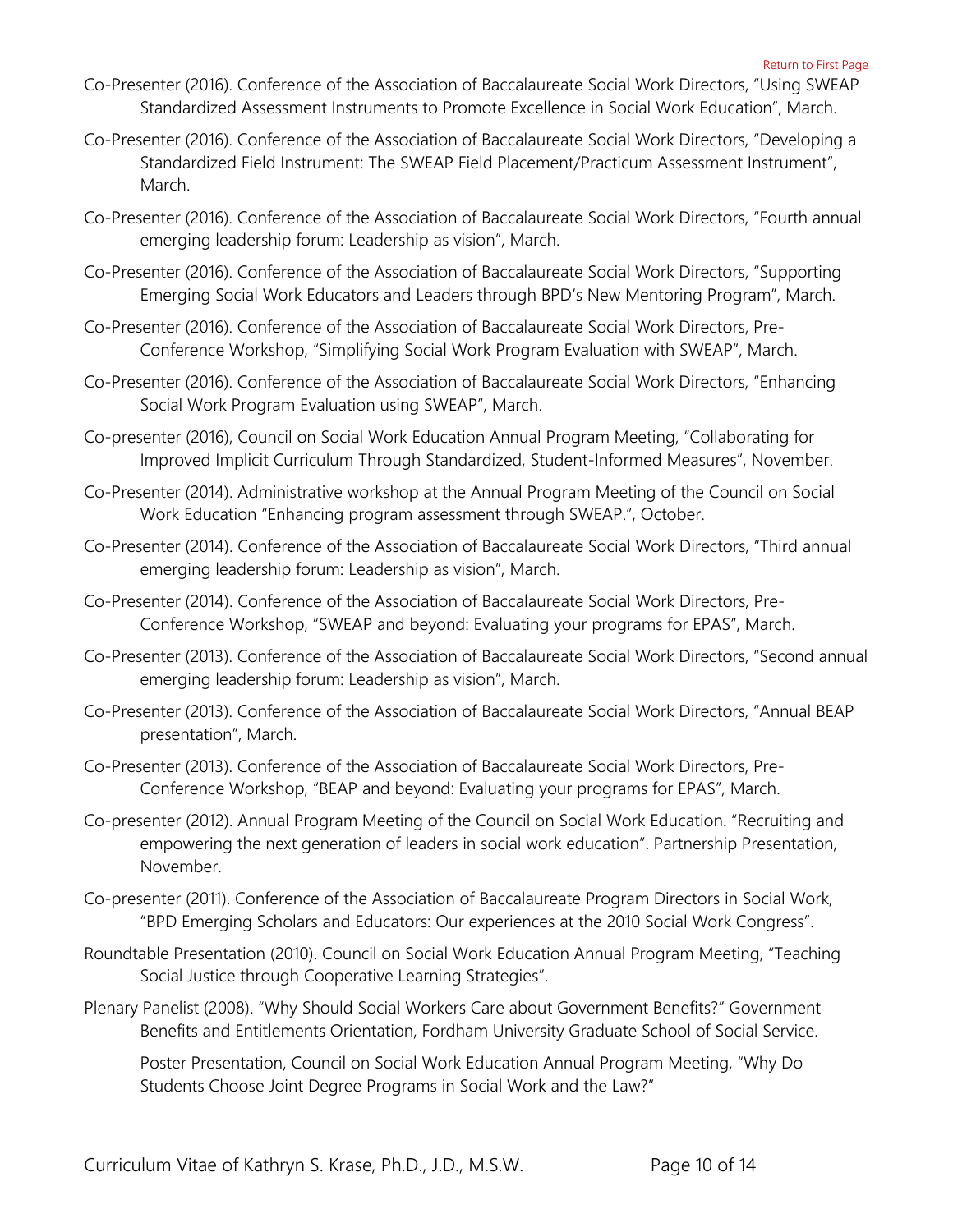Co-Presenter (2016). Conference of the Association of Baccalaureate Social Work Directors, "Using SWEAP Standardized Assessment Instruments to Promote Excellence in Social Work Education", March.

Co-Presenter (2016). Conference of the Association of Baccalaureate Social Work Directors, "Developing a Standardized Field Instrument: The SWEAP Field Placement/Practicum Assessment Instrument", March.

Co-Presenter (2016). Conference of the Association of Baccalaureate Social Work Directors, "Fourth annual emerging leadership forum: Leadership as vision", March.

Co-Presenter (2016). Conference of the Association of Baccalaureate Social Work Directors, "Supporting Emerging Social Work Educators and Leaders through BPD's New Mentoring Program", March.

Co-Presenter (2016). Conference of the Association of Baccalaureate Social Work Directors, Pre-Conference Workshop, "Simplifying Social Work Program Evaluation with SWEAP", March.

Co-Presenter (2016). Conference of the Association of Baccalaureate Social Work Directors, "Enhancing Social Work Program Evaluation using SWEAP", March.

Co-presenter (2016), Council on Social Work Education Annual Program Meeting, "Collaborating for Improved Implicit Curriculum Through Standardized, Student-Informed Measures", November.

Co-Presenter (2014). Administrative workshop at the Annual Program Meeting of the Council on Social Work Education "Enhancing program assessment through SWEAP.", October.

Co-Presenter (2014). Conference of the Association of Baccalaureate Social Work Directors, "Third annual emerging leadership forum: Leadership as vision", March.

Co-Presenter (2014). Conference of the Association of Baccalaureate Social Work Directors, Pre-Conference Workshop, "SWEAP and beyond: Evaluating your programs for EPAS", March.

Co-Presenter (2013). Conference of the Association of Baccalaureate Social Work Directors, "Second annual emerging leadership forum: Leadership as vision", March.

Co-Presenter (2013). Conference of the Association of Baccalaureate Social Work Directors, "Annual BEAP presentation", March.

Co-Presenter (2013). Conference of the Association of Baccalaureate Social Work Directors, Pre-Conference Workshop, "BEAP and beyond: Evaluating your programs for EPAS", March.

Co-presenter (2012). Annual Program Meeting of the Council on Social Work Education. "Recruiting and empowering the next generation of leaders in social work education". Partnership Presentation, November.

Co-presenter (2011). Conference of the Association of Baccalaureate Program Directors in Social Work, "BPD Emerging Scholars and Educators: Our experiences at the 2010 Social Work Congress".

Roundtable Presentation (2010). Council on Social Work Education Annual Program Meeting, "Teaching Social Justice through Cooperative Learning Strategies".

Plenary Panelist (2008). "Why Should Social Workers Care about Government Benefits?" Government Benefits and Entitlements Orientation, Fordham University Graduate School of Social Service.

Poster Presentation, Council on Social Work Education Annual Program Meeting, "Why Do Students Choose Joint Degree Programs in Social Work and the Law?"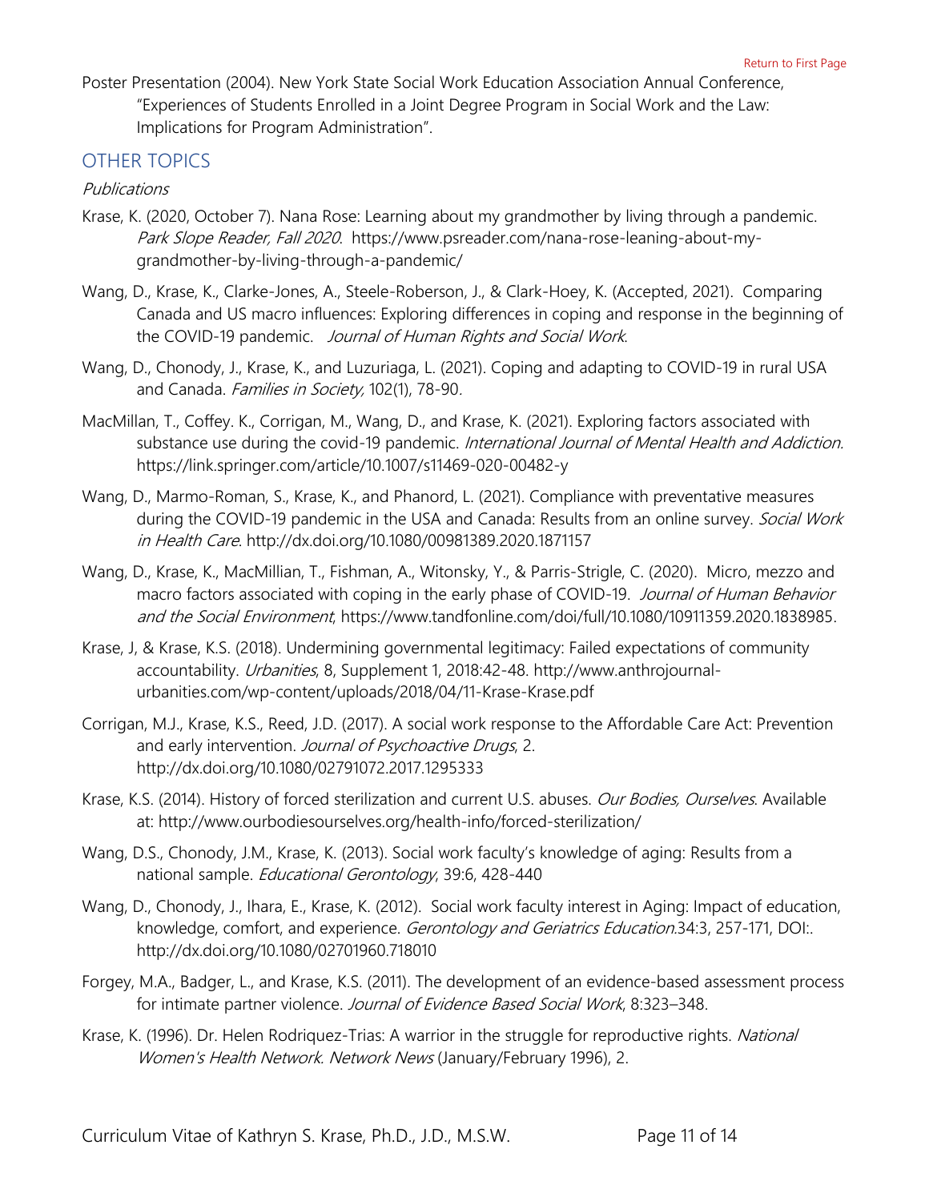Poster Presentation (2004). New York State Social Work Education Association Annual Conference, "Experiences of Students Enrolled in a Joint Degree Program in Social Work and the Law: Implications for Program Administration".

## OTHER TOPICS

*Publications*

Krase, K. (2020, October 7). Nana Rose: Learning about my grandmother by living through a pandemic. *Park Slope Reader, Fall 2020*. https://www.psreader.com/nana-rose-leaning-about-my-grandmother-by-living-through-a-pandemic/

Wang, D., Krase, K., Clarke-Jones, A., Steele-Roberson, J., & Clark-Hoey, K. (Accepted, 2021). Comparing Canada and US macro influences: Exploring differences in coping and response in the beginning of the COVID-19 pandemic. *Journal of Human Rights and Social Work*.

Wang, D., Chonody, J., Krase, K., and Luzuriaga, L. (2021). Coping and adapting to COVID-19 in rural USA and Canada. *Families in Society,* 102(1), 78-90.

MacMillan, T., Coffey. K., Corrigan, M., Wang, D., and Krase, K. (2021). Exploring factors associated with substance use during the covid-19 pandemic. *International Journal of Mental Health and Addiction.* https://link.springer.com/article/10.1007/s11469-020-00482-y

Wang, D., Marmo-Roman, S., Krase, K., and Phanord, L. (2021). Compliance with preventative measures during the COVID-19 pandemic in the USA and Canada: Results from an online survey. *Social Work in Health Care*. http://dx.doi.org/10.1080/00981389.2020.1871157

Wang, D., Krase, K., MacMillian, T., Fishman, A., Witonsky, Y., & Parris-Strigle, C. (2020). Micro, mezzo and macro factors associated with coping in the early phase of COVID-19. *Journal of Human Behavior and the Social Environment*, https://www.tandfonline.com/doi/full/10.1080/10911359.2020.1838985.

Krase, J, & Krase, K.S. (2018). Undermining governmental legitimacy: Failed expectations of community accountability. *Urbanities*, 8, Supplement 1, 2018:42-48. http://www.anthrojournal-urbanities.com/wp-content/uploads/2018/04/11-Krase-Krase.pdf

Corrigan, M.J., Krase, K.S., Reed, J.D. (2017). A social work response to the Affordable Care Act: Prevention and early intervention. *Journal of Psychoactive Drugs*, 2. http://dx.doi.org/10.1080/02791072.2017.1295333

Krase, K.S. (2014). History of forced sterilization and current U.S. abuses. *Our Bodies, Ourselves*. Available at: http://www.ourbodiesourselves.org/health-info/forced-sterilization/

Wang, D.S., Chonody, J.M., Krase, K. (2013). Social work faculty's knowledge of aging: Results from a national sample. *Educational Gerontology*, 39:6, 428-440

Wang, D., Chonody, J., Ihara, E., Krase, K. (2012). Social work faculty interest in Aging: Impact of education, knowledge, comfort, and experience. *Gerontology and Geriatrics Education*.34:3, 257-171, DOI:. http://dx.doi.org/10.1080/02701960.718010

Forgey, M.A., Badger, L., and Krase, K.S. (2011). The development of an evidence-based assessment process for intimate partner violence. *Journal of Evidence Based Social Work*, 8:323–348.

Krase, K. (1996). Dr. Helen Rodriquez-Trias: A warrior in the struggle for reproductive rights. *National Women's Health Network. Network News* (January/February 1996), 2.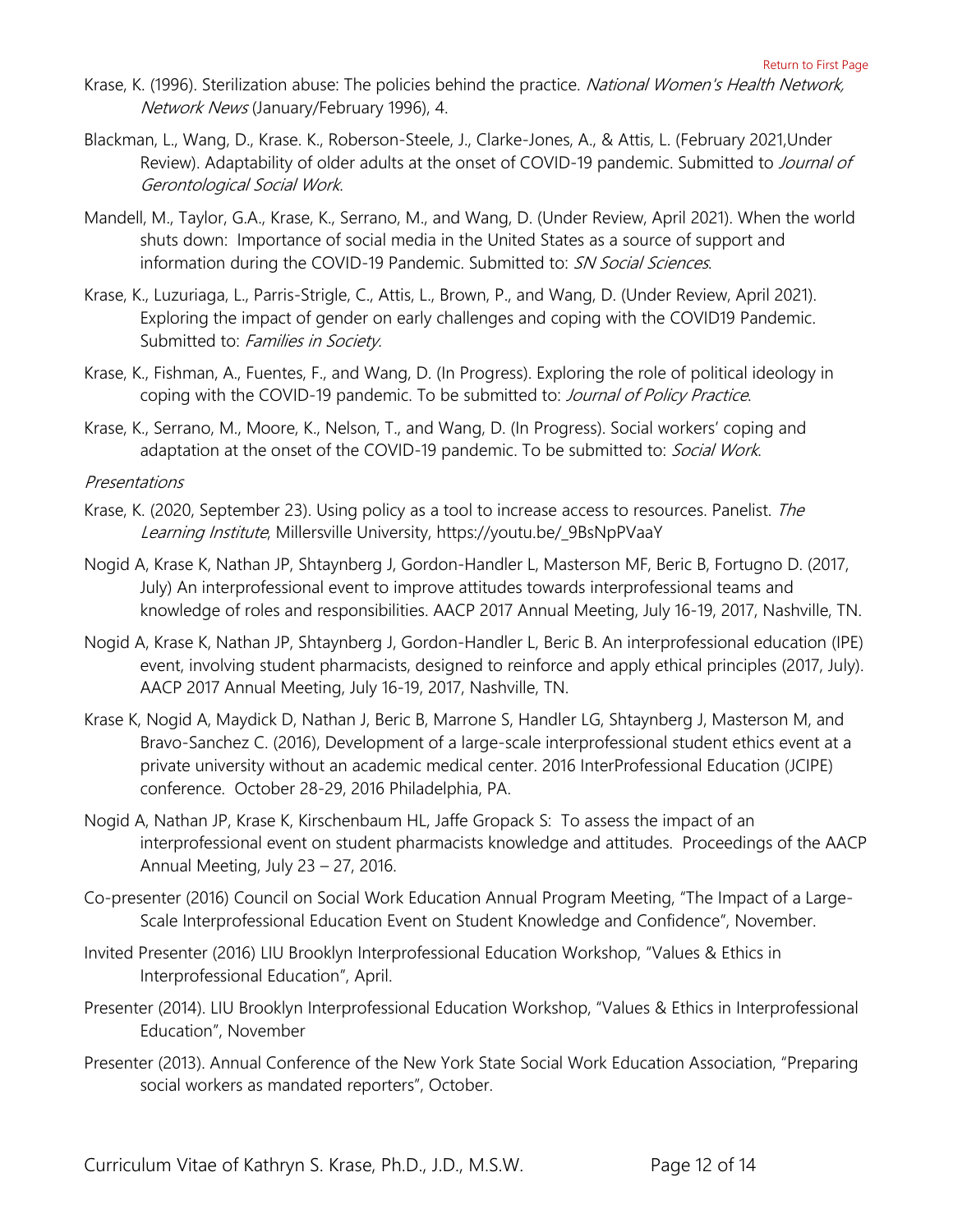Krase, K. (1996). Sterilization abuse: The policies behind the practice. *National Women's Health Network, Network News* (January/February 1996), 4.

Blackman, L., Wang, D., Krase. K., Roberson-Steele, J., Clarke-Jones, A., & Attis, L. (February 2021,Under Review). Adaptability of older adults at the onset of COVID-19 pandemic. Submitted to *Journal of Gerontological Social Work*.

Mandell, M., Taylor, G.A., Krase, K., Serrano, M., and Wang, D. (Under Review, April 2021). When the world shuts down: Importance of social media in the United States as a source of support and information during the COVID-19 Pandemic. Submitted to: *SN Social Sciences*.

Krase, K., Luzuriaga, L., Parris-Strigle, C., Attis, L., Brown, P., and Wang, D. (Under Review, April 2021). Exploring the impact of gender on early challenges and coping with the COVID19 Pandemic. Submitted to: *Families in Society.*

Krase, K., Fishman, A., Fuentes, F., and Wang, D. (In Progress). Exploring the role of political ideology in coping with the COVID-19 pandemic. To be submitted to: *Journal of Policy Practice*.

Krase, K., Serrano, M., Moore, K., Nelson, T., and Wang, D. (In Progress). Social workers' coping and adaptation at the onset of the COVID-19 pandemic. To be submitted to: *Social Work*.

*Presentations*

Krase, K. (2020, September 23). Using policy as a tool to increase access to resources. Panelist. *The Learning Institute*, Millersville University, https://youtu.be/_9BsNpPVaaY

Nogid A, Krase K, Nathan JP, Shtaynberg J, Gordon-Handler L, Masterson MF, Beric B, Fortugno D. (2017, July) An interprofessional event to improve attitudes towards interprofessional teams and knowledge of roles and responsibilities. AACP 2017 Annual Meeting, July 16-19, 2017, Nashville, TN.

Nogid A, Krase K, Nathan JP, Shtaynberg J, Gordon-Handler L, Beric B. An interprofessional education (IPE) event, involving student pharmacists, designed to reinforce and apply ethical principles (2017, July). AACP 2017 Annual Meeting, July 16-19, 2017, Nashville, TN.

Krase K, Nogid A, Maydick D, Nathan J, Beric B, Marrone S, Handler LG, Shtaynberg J, Masterson M, and Bravo-Sanchez C. (2016), Development of a large-scale interprofessional student ethics event at a private university without an academic medical center. 2016 InterProfessional Education (JCIPE) conference. October 28-29, 2016 Philadelphia, PA.

Nogid A, Nathan JP, Krase K, Kirschenbaum HL, Jaffe Gropack S: To assess the impact of an interprofessional event on student pharmacists knowledge and attitudes. Proceedings of the AACP Annual Meeting, July 23 – 27, 2016.

Co-presenter (2016) Council on Social Work Education Annual Program Meeting, "The Impact of a Large-Scale Interprofessional Education Event on Student Knowledge and Confidence", November.

Invited Presenter (2016) LIU Brooklyn Interprofessional Education Workshop, "Values & Ethics in Interprofessional Education", April.

Presenter (2014). LIU Brooklyn Interprofessional Education Workshop, "Values & Ethics in Interprofessional Education", November

Presenter (2013). Annual Conference of the New York State Social Work Education Association, "Preparing social workers as mandated reporters", October.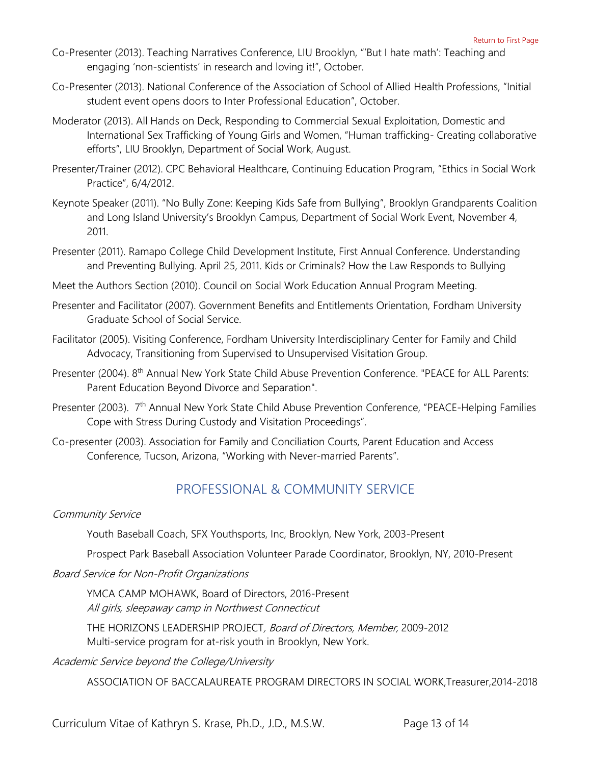Co-Presenter (2013). Teaching Narratives Conference, LIU Brooklyn, "'But I hate math': Teaching and engaging 'non-scientists' in research and loving it!", October.

Co-Presenter (2013). National Conference of the Association of School of Allied Health Professions, "Initial student event opens doors to Inter Professional Education", October.

Moderator (2013). All Hands on Deck, Responding to Commercial Sexual Exploitation, Domestic and International Sex Trafficking of Young Girls and Women, "Human trafficking- Creating collaborative efforts", LIU Brooklyn, Department of Social Work, August.

Presenter/Trainer (2012). CPC Behavioral Healthcare, Continuing Education Program, "Ethics in Social Work Practice", 6/4/2012.

Keynote Speaker (2011). "No Bully Zone: Keeping Kids Safe from Bullying", Brooklyn Grandparents Coalition and Long Island University's Brooklyn Campus, Department of Social Work Event, November 4, 2011.

Presenter (2011). Ramapo College Child Development Institute, First Annual Conference. Understanding and Preventing Bullying. April 25, 2011. Kids or Criminals? How the Law Responds to Bullying

Meet the Authors Section (2010). Council on Social Work Education Annual Program Meeting.

Presenter and Facilitator (2007). Government Benefits and Entitlements Orientation, Fordham University Graduate School of Social Service.

Facilitator (2005). Visiting Conference, Fordham University Interdisciplinary Center for Family and Child Advocacy, Transitioning from Supervised to Unsupervised Visitation Group.

Presenter (2004). 8th Annual New York State Child Abuse Prevention Conference. "PEACE for ALL Parents: Parent Education Beyond Divorce and Separation".

Presenter (2003). 7th Annual New York State Child Abuse Prevention Conference, "PEACE-Helping Families Cope with Stress During Custody and Visitation Proceedings".

Co-presenter (2003). Association for Family and Conciliation Courts, Parent Education and Access Conference, Tucson, Arizona, "Working with Never-married Parents".

## PROFESSIONAL & COMMUNITY SERVICE

*Community Service*

Youth Baseball Coach, SFX Youthsports, Inc, Brooklyn, New York, 2003-Present

Prospect Park Baseball Association Volunteer Parade Coordinator, Brooklyn, NY, 2010-Present

*Board Service for Non-Profit Organizations*

YMCA CAMP MOHAWK, Board of Directors, 2016-Present
*All girls, sleepaway camp in Northwest Connecticut*

THE HORIZONS LEADERSHIP PROJECT*, Board of Directors, Member,* 2009-2012
Multi-service program for at-risk youth in Brooklyn, New York.

*Academic Service beyond the College/University*

ASSOCIATION OF BACCALAUREATE PROGRAM DIRECTORS IN SOCIAL WORK,Treasurer,2014-2018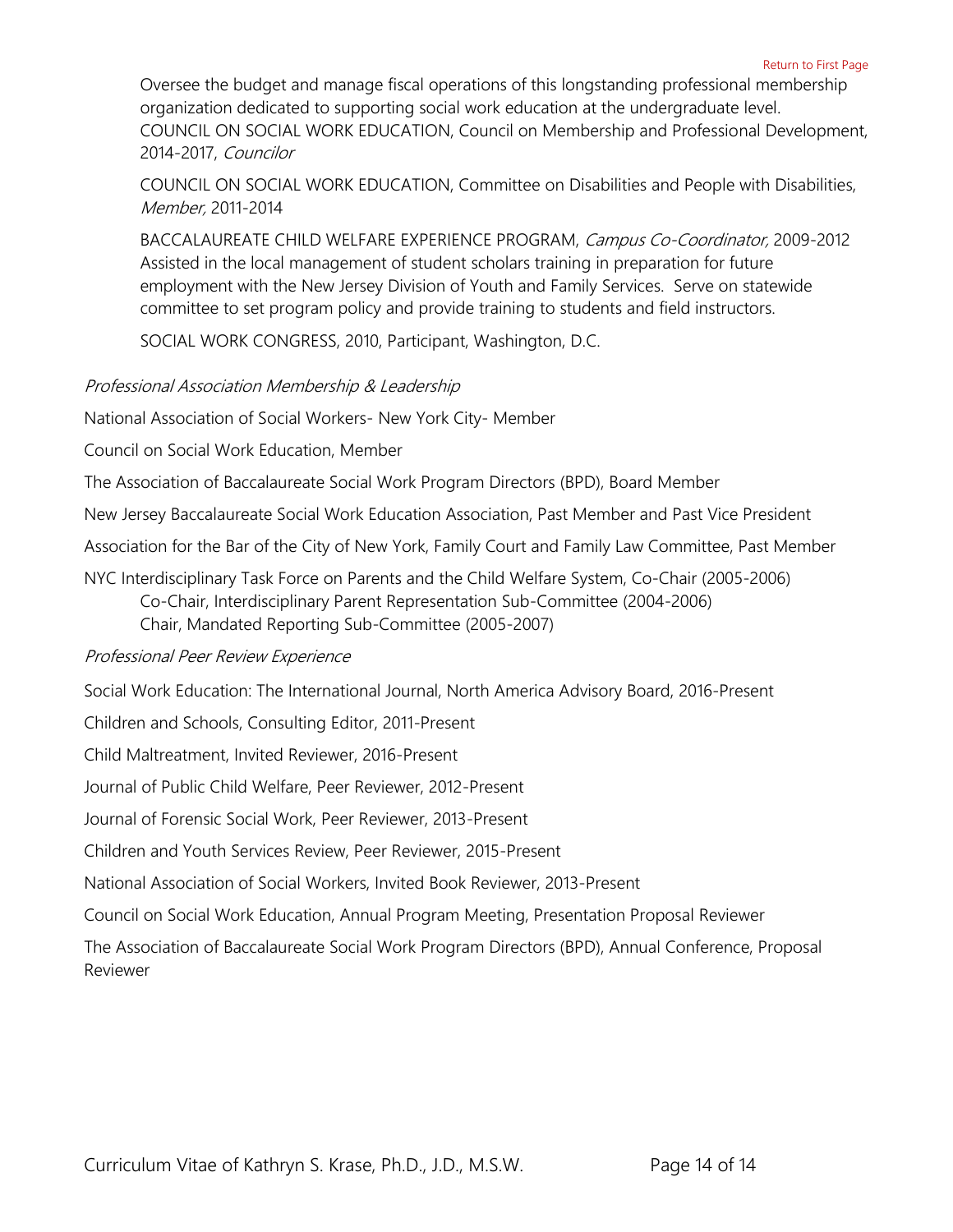Oversee the budget and manage fiscal operations of this longstanding professional membership organization dedicated to supporting social work education at the undergraduate level.

COUNCIL ON SOCIAL WORK EDUCATION, Council on Membership and Professional Development, 2014-2017, *Councilor*

COUNCIL ON SOCIAL WORK EDUCATION, Committee on Disabilities and People with Disabilities, *Member,* 2011-2014

BACCALAUREATE CHILD WELFARE EXPERIENCE PROGRAM, *Campus Co-Coordinator,* 2009-2012
Assisted in the local management of student scholars training in preparation for future employment with the New Jersey Division of Youth and Family Services. Serve on statewide committee to set program policy and provide training to students and field instructors.

SOCIAL WORK CONGRESS, 2010, Participant, Washington, D.C.

*Professional Association Membership & Leadership*

National Association of Social Workers- New York City- Member

Council on Social Work Education, Member

The Association of Baccalaureate Social Work Program Directors (BPD), Board Member

New Jersey Baccalaureate Social Work Education Association, Past Member and Past Vice President

Association for the Bar of the City of New York, Family Court and Family Law Committee, Past Member

NYC Interdisciplinary Task Force on Parents and the Child Welfare System, Co-Chair (2005-2006)
Co-Chair, Interdisciplinary Parent Representation Sub-Committee (2004-2006)
Chair, Mandated Reporting Sub-Committee (2005-2007)

*Professional Peer Review Experience*

Social Work Education: The International Journal, North America Advisory Board, 2016-Present

Children and Schools, Consulting Editor, 2011-Present

Child Maltreatment, Invited Reviewer, 2016-Present

Journal of Public Child Welfare, Peer Reviewer, 2012-Present

Journal of Forensic Social Work, Peer Reviewer, 2013-Present

Children and Youth Services Review, Peer Reviewer, 2015-Present

National Association of Social Workers, Invited Book Reviewer, 2013-Present

Council on Social Work Education, Annual Program Meeting, Presentation Proposal Reviewer

The Association of Baccalaureate Social Work Program Directors (BPD), Annual Conference, Proposal Reviewer